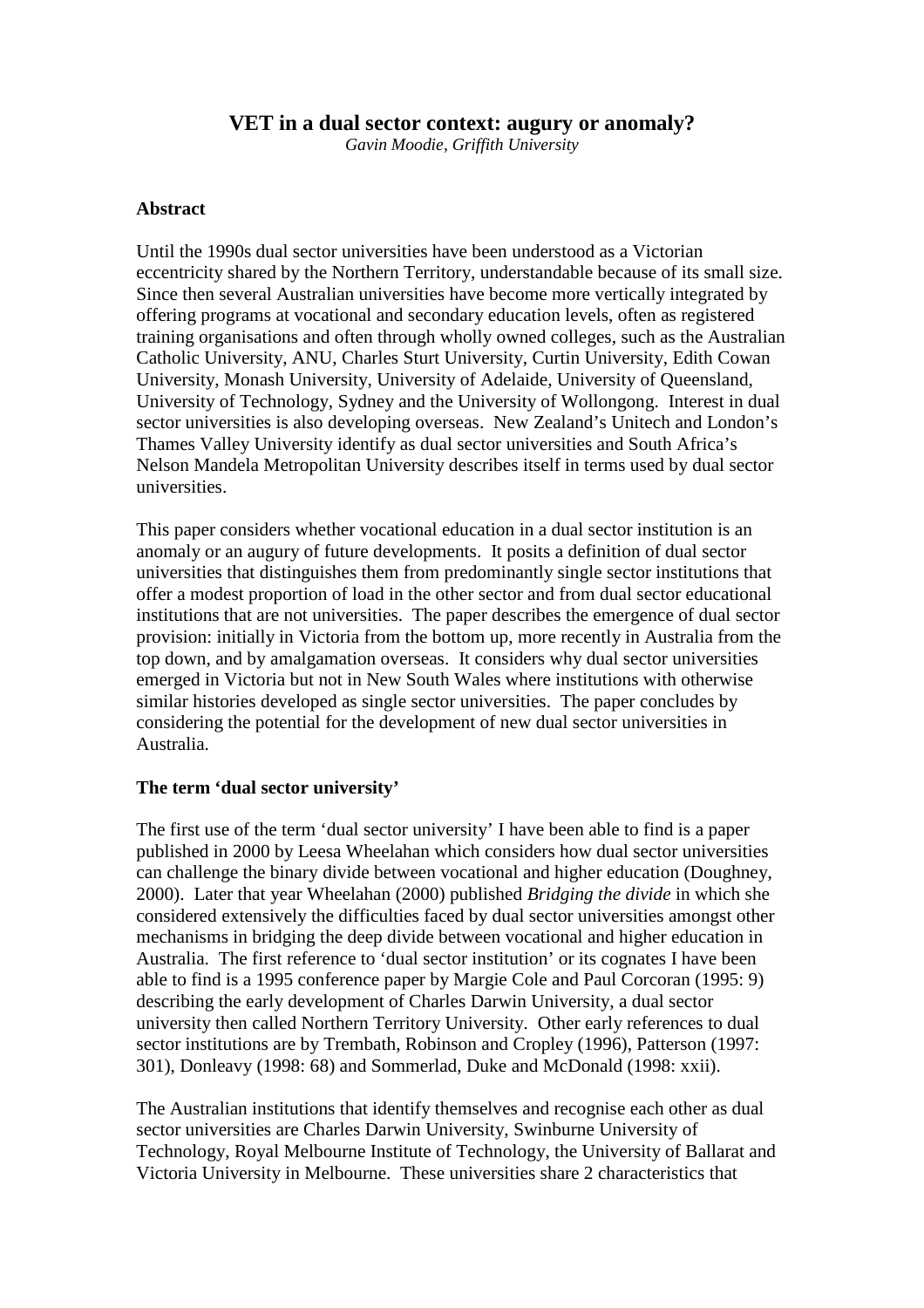# VET in a dual sector context: augury or anomaly?

*Gavin Moodie, Griffith University*

## Abstract

Until the 1990s dual sector universities have been understood as a Victorian eccentricity shared by the Northern Territory, understandable because of its small size. Since then several Australian universities have become more vertically integrated by offering programs at vocational and secondary education levels, often as registered training organisations and often through wholly owned colleges, such as the Australian Catholic University, ANU, Charles Sturt University, Curtin University, Edith Cowan University, Monash University, University of Adelaide, University of Queensland, University of Technology, Sydney and the University of Wollongong. Interest in dual sector universities is also developing overseas. New Zealand's Unitech and London's Thames Valley University identify as dual sector universities and South Africa's Nelson Mandela Metropolitan University describes itself in terms used by dual sector universities.

This paper considers whether vocational education in a dual sector institution is an anomaly or an augury of future developments. It posits a definition of dual sector universities that distinguishes them from predominantly single sector institutions that offer a modest proportion of load in the other sector and from dual sector educational institutions that are not universities. The paper describes the emergence of dual sector provision: initially in Victoria from the bottom up, more recently in Australia from the top down, and by amalgamation overseas. It considers why dual sector universities emerged in Victoria but not in New South Wales where institutions with otherwise similar histories developed as single sector universities. The paper concludes by considering the potential for the development of new dual sector universities in Australia.

## The term 'dual sector university'

The first use of the term 'dual sector university' I have been able to find is a paper published in 2000 by Leesa Wheelahan which considers how dual sector universities can challenge the binary divide between vocational and higher education (Doughney, 2000). Later that year Wheelahan (2000) published *Bridging the divide* in which she considered extensively the difficulties faced by dual sector universities amongst other mechanisms in bridging the deep divide between vocational and higher education in Australia. The first reference to 'dual sector institution' or its cognates I have been able to find is a 1995 conference paper by Margie Cole and Paul Corcoran (1995: 9) describing the early development of Charles Darwin University, a dual sector university then called Northern Territory University. Other early references to dual sector institutions are by Trembath, Robinson and Cropley (1996), Patterson (1997: 301), Donleavy (1998: 68) and Sommerlad, Duke and McDonald (1998: xxii).

The Australian institutions that identify themselves and recognise each other as dual sector universities are Charles Darwin University, Swinburne University of Technology, Royal Melbourne Institute of Technology, the University of Ballarat and Victoria University in Melbourne. These universities share 2 characteristics that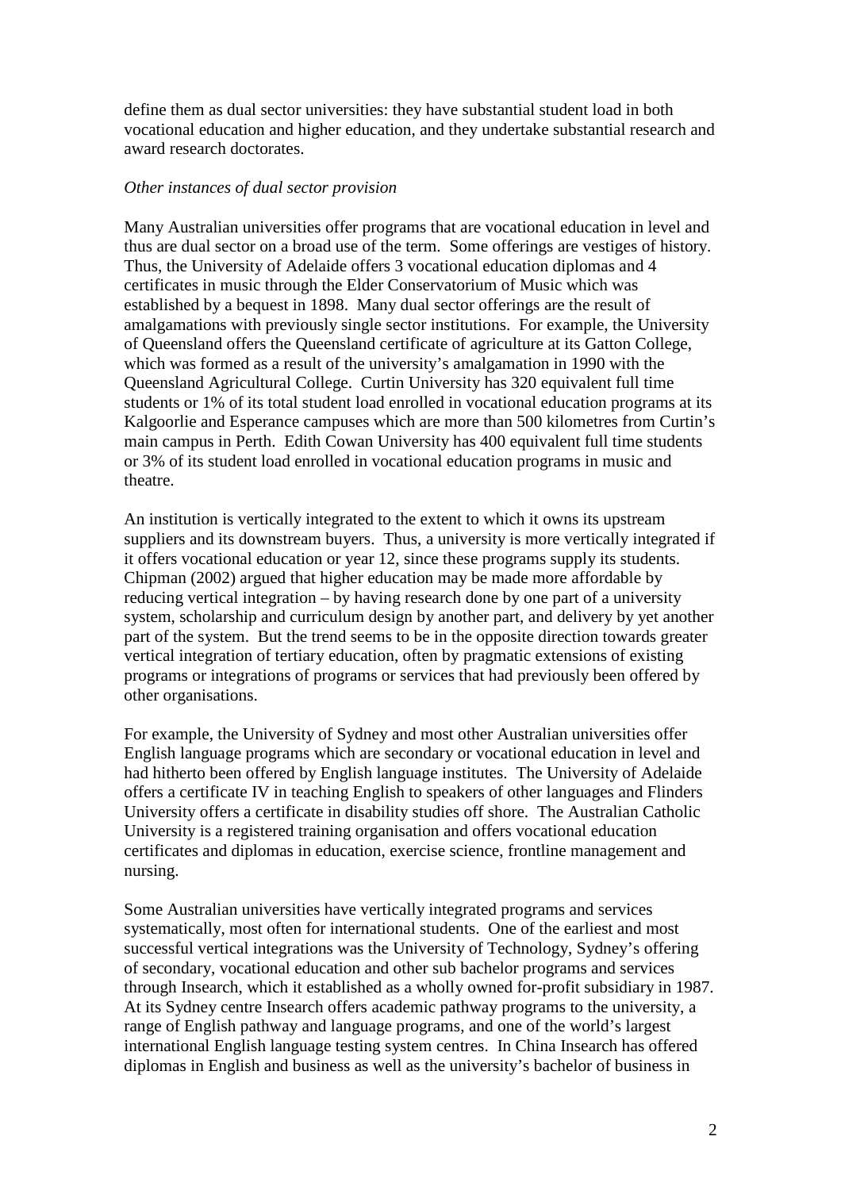define them as dual sector universities: they have substantial student load in both vocational education and higher education, and they undertake substantial research and award research doctorates.

*Other instances of dual sector provision*

Many Australian universities offer programs that are vocational education in level and thus are dual sector on a broad use of the term. Some offerings are vestiges of history. Thus, the University of Adelaide offers 3 vocational education diplomas and 4 certificates in music through the Elder Conservatorium of Music which was established by a bequest in 1898. Many dual sector offerings are the result of amalgamations with previously single sector institutions. For example, the University of Queensland offers the Queensland certificate of agriculture at its Gatton College, which was formed as a result of the university's amalgamation in 1990 with the Queensland Agricultural College. Curtin University has 320 equivalent full time students or 1% of its total student load enrolled in vocational education programs at its Kalgoorlie and Esperance campuses which are more than 500 kilometres from Curtin's main campus in Perth. Edith Cowan University has 400 equivalent full time students or 3% of its student load enrolled in vocational education programs in music and theatre.

An institution is vertically integrated to the extent to which it owns its upstream suppliers and its downstream buyers. Thus, a university is more vertically integrated if it offers vocational education or year 12, since these programs supply its students. Chipman (2002) argued that higher education may be made more affordable by reducing vertical integration – by having research done by one part of a university system, scholarship and curriculum design by another part, and delivery by yet another part of the system. But the trend seems to be in the opposite direction towards greater vertical integration of tertiary education, often by pragmatic extensions of existing programs or integrations of programs or services that had previously been offered by other organisations.

For example, the University of Sydney and most other Australian universities offer English language programs which are secondary or vocational education in level and had hitherto been offered by English language institutes. The University of Adelaide offers a certificate IV in teaching English to speakers of other languages and Flinders University offers a certificate in disability studies off shore. The Australian Catholic University is a registered training organisation and offers vocational education certificates and diplomas in education, exercise science, frontline management and nursing.

Some Australian universities have vertically integrated programs and services systematically, most often for international students. One of the earliest and most successful vertical integrations was the University of Technology, Sydney's offering of secondary, vocational education and other sub bachelor programs and services through Insearch, which it established as a wholly owned for-profit subsidiary in 1987. At its Sydney centre Insearch offers academic pathway programs to the university, a range of English pathway and language programs, and one of the world's largest international English language testing system centres. In China Insearch has offered diplomas in English and business as well as the university's bachelor of business in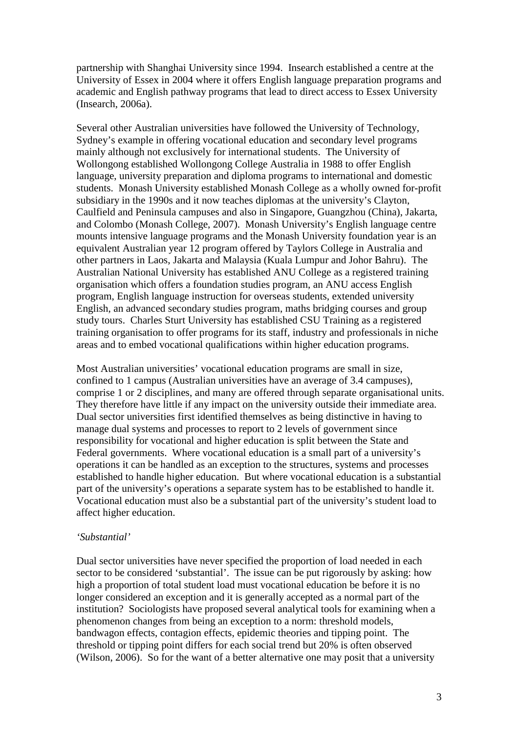partnership with Shanghai University since 1994. Insearch established a centre at the University of Essex in 2004 where it offers English language preparation programs and academic and English pathway programs that lead to direct access to Essex University (Insearch, 2006a).

Several other Australian universities have followed the University of Technology, Sydney's example in offering vocational education and secondary level programs mainly although not exclusively for international students. The University of Wollongong established Wollongong College Australia in 1988 to offer English language, university preparation and diploma programs to international and domestic students. Monash University established Monash College as a wholly owned for-profit subsidiary in the 1990s and it now teaches diplomas at the university's Clayton, Caulfield and Peninsula campuses and also in Singapore, Guangzhou (China), Jakarta, and Colombo (Monash College, 2007). Monash University's English language centre mounts intensive language programs and the Monash University foundation year is an equivalent Australian year 12 program offered by Taylors College in Australia and other partners in Laos, Jakarta and Malaysia (Kuala Lumpur and Johor Bahru). The Australian National University has established ANU College as a registered training organisation which offers a foundation studies program, an ANU access English program, English language instruction for overseas students, extended university English, an advanced secondary studies program, maths bridging courses and group study tours. Charles Sturt University has established CSU Training as a registered training organisation to offer programs for its staff, industry and professionals in niche areas and to embed vocational qualifications within higher education programs.

Most Australian universities' vocational education programs are small in size, confined to 1 campus (Australian universities have an average of 3.4 campuses), comprise 1 or 2 disciplines, and many are offered through separate organisational units. They therefore have little if any impact on the university outside their immediate area. Dual sector universities first identified themselves as being distinctive in having to manage dual systems and processes to report to 2 levels of government since responsibility for vocational and higher education is split between the State and Federal governments. Where vocational education is a small part of a university's operations it can be handled as an exception to the structures, systems and processes established to handle higher education. But where vocational education is a substantial part of the university's operations a separate system has to be established to handle it. Vocational education must also be a substantial part of the university's student load to affect higher education.

*'Substantial'*

Dual sector universities have never specified the proportion of load needed in each sector to be considered 'substantial'. The issue can be put rigorously by asking: how high a proportion of total student load must vocational education be before it is no longer considered an exception and it is generally accepted as a normal part of the institution? Sociologists have proposed several analytical tools for examining when a phenomenon changes from being an exception to a norm: threshold models, bandwagon effects, contagion effects, epidemic theories and tipping point. The threshold or tipping point differs for each social trend but 20% is often observed (Wilson, 2006). So for the want of a better alternative one may posit that a university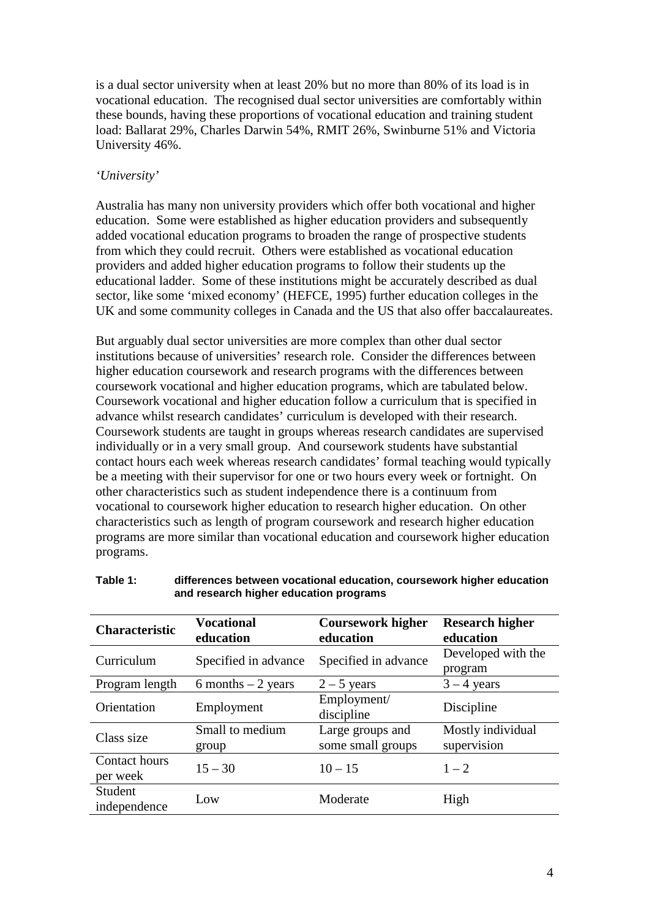is a dual sector university when at least 20% but no more than 80% of its load is in vocational education. The recognised dual sector universities are comfortably within these bounds, having these proportions of vocational education and training student load: Ballarat 29%, Charles Darwin 54%, RMIT 26%, Swinburne 51% and Victoria University 46%.

*'University'*

Australia has many non university providers which offer both vocational and higher education. Some were established as higher education providers and subsequently added vocational education programs to broaden the range of prospective students from which they could recruit. Others were established as vocational education providers and added higher education programs to follow their students up the educational ladder. Some of these institutions might be accurately described as dual sector, like some 'mixed economy' (HEFCE, 1995) further education colleges in the UK and some community colleges in Canada and the US that also offer baccalaureates.

But arguably dual sector universities are more complex than other dual sector institutions because of universities' research role. Consider the differences between higher education coursework and research programs with the differences between coursework vocational and higher education programs, which are tabulated below. Coursework vocational and higher education follow a curriculum that is specified in advance whilst research candidates' curriculum is developed with their research. Coursework students are taught in groups whereas research candidates are supervised individually or in a very small group. And coursework students have substantial contact hours each week whereas research candidates' formal teaching would typically be a meeting with their supervisor for one or two hours every week or fortnight. On other characteristics such as student independence there is a continuum from vocational to coursework higher education to research higher education. On other characteristics such as length of program coursework and research higher education programs are more similar than vocational education and coursework higher education programs.

**Table 1: differences between vocational education, coursework higher education and research higher education programs**

| Characteristic | Vocational education | Coursework higher education | Research higher education |
|---|---|---|---|
| Curriculum | Specified in advance | Specified in advance | Developed with the program |
| Program length | 6 months – 2 years | 2 – 5 years | 3 – 4 years |
| Orientation | Employment | Employment/ discipline | Discipline |
| Class size | Small to medium group | Large groups and some small groups | Mostly individual supervision |
| Contact hours per week | 15 – 30 | 10 – 15 | 1 – 2 |
| Student independence | Low | Moderate | High |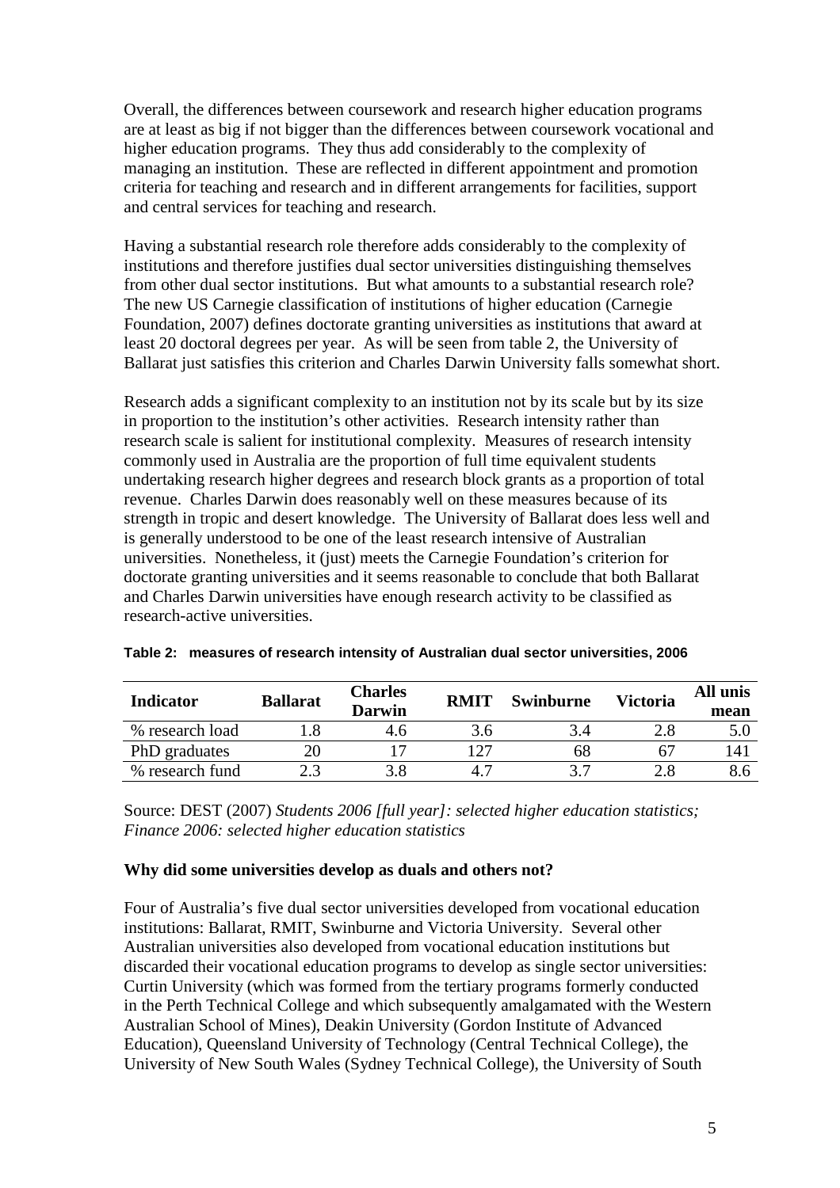Overall, the differences between coursework and research higher education programs are at least as big if not bigger than the differences between coursework vocational and higher education programs. They thus add considerably to the complexity of managing an institution. These are reflected in different appointment and promotion criteria for teaching and research and in different arrangements for facilities, support and central services for teaching and research.

Having a substantial research role therefore adds considerably to the complexity of institutions and therefore justifies dual sector universities distinguishing themselves from other dual sector institutions. But what amounts to a substantial research role? The new US Carnegie classification of institutions of higher education (Carnegie Foundation, 2007) defines doctorate granting universities as institutions that award at least 20 doctoral degrees per year. As will be seen from table 2, the University of Ballarat just satisfies this criterion and Charles Darwin University falls somewhat short.

Research adds a significant complexity to an institution not by its scale but by its size in proportion to the institution's other activities. Research intensity rather than research scale is salient for institutional complexity. Measures of research intensity commonly used in Australia are the proportion of full time equivalent students undertaking research higher degrees and research block grants as a proportion of total revenue. Charles Darwin does reasonably well on these measures because of its strength in tropic and desert knowledge. The University of Ballarat does less well and is generally understood to be one of the least research intensive of Australian universities. Nonetheless, it (just) meets the Carnegie Foundation's criterion for doctorate granting universities and it seems reasonable to conclude that both Ballarat and Charles Darwin universities have enough research activity to be classified as research-active universities.

**Table 2: measures of research intensity of Australian dual sector universities, 2006**

| Indicator | Ballarat | Charles Darwin | RMIT | Swinburne | Victoria | All unis mean |
|---|---|---|---|---|---|---|
| % research load | 1.8 | 4.6 | 3.6 | 3.4 | 2.8 | 5.0 |
| PhD graduates | 20 | 17 | 127 | 68 | 67 | 141 |
| % research fund | 2.3 | 3.8 | 4.7 | 3.7 | 2.8 | 8.6 |

Source: DEST (2007) *Students 2006 [full year]: selected higher education statistics; Finance 2006: selected higher education statistics*

**Why did some universities develop as duals and others not?**

Four of Australia's five dual sector universities developed from vocational education institutions: Ballarat, RMIT, Swinburne and Victoria University. Several other Australian universities also developed from vocational education institutions but discarded their vocational education programs to develop as single sector universities: Curtin University (which was formed from the tertiary programs formerly conducted in the Perth Technical College and which subsequently amalgamated with the Western Australian School of Mines), Deakin University (Gordon Institute of Advanced Education), Queensland University of Technology (Central Technical College), the University of New South Wales (Sydney Technical College), the University of South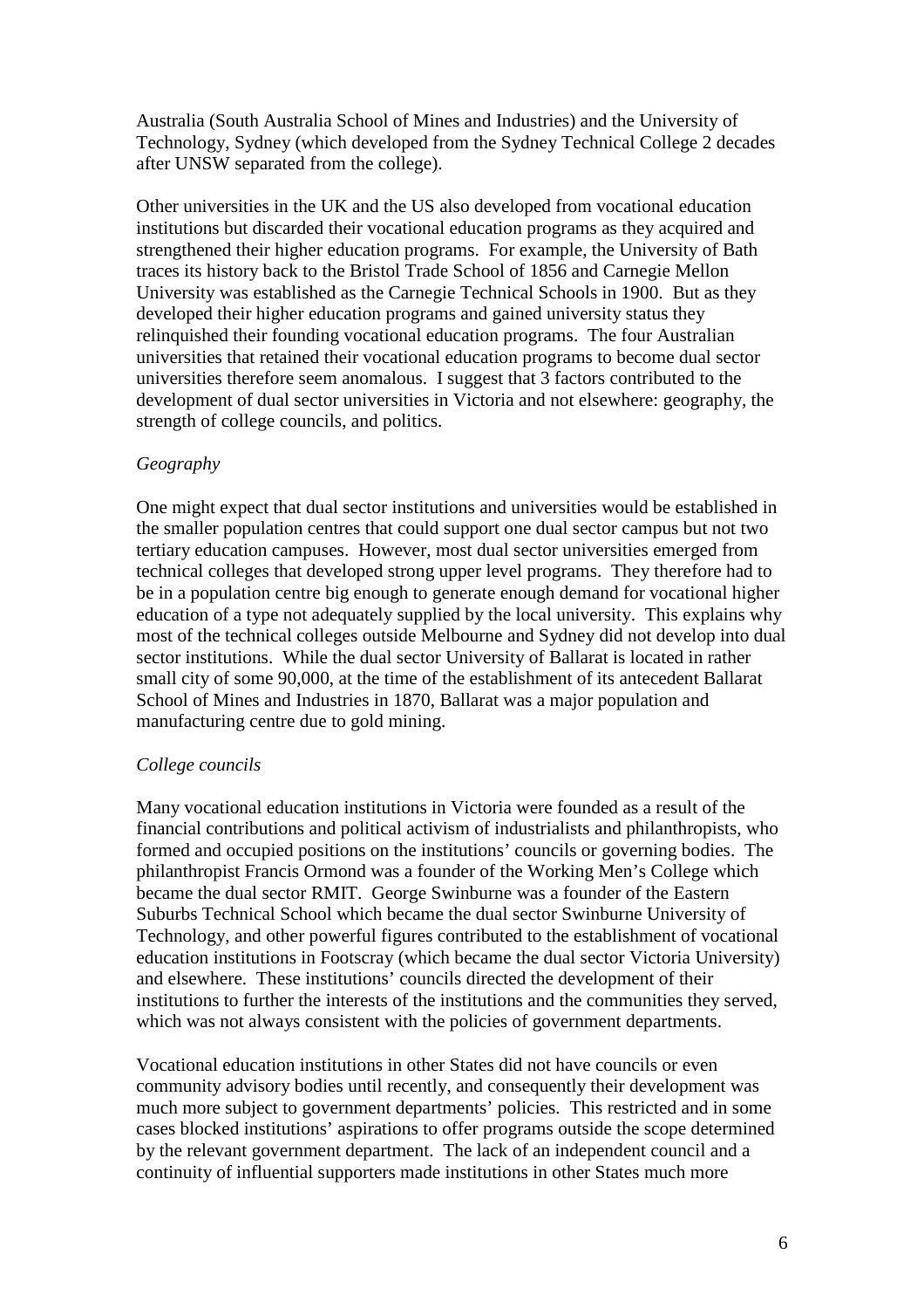Australia (South Australia School of Mines and Industries) and the University of Technology, Sydney (which developed from the Sydney Technical College 2 decades after UNSW separated from the college).

Other universities in the UK and the US also developed from vocational education institutions but discarded their vocational education programs as they acquired and strengthened their higher education programs. For example, the University of Bath traces its history back to the Bristol Trade School of 1856 and Carnegie Mellon University was established as the Carnegie Technical Schools in 1900. But as they developed their higher education programs and gained university status they relinquished their founding vocational education programs. The four Australian universities that retained their vocational education programs to become dual sector universities therefore seem anomalous. I suggest that 3 factors contributed to the development of dual sector universities in Victoria and not elsewhere: geography, the strength of college councils, and politics.

*Geography*

One might expect that dual sector institutions and universities would be established in the smaller population centres that could support one dual sector campus but not two tertiary education campuses. However, most dual sector universities emerged from technical colleges that developed strong upper level programs. They therefore had to be in a population centre big enough to generate enough demand for vocational higher education of a type not adequately supplied by the local university. This explains why most of the technical colleges outside Melbourne and Sydney did not develop into dual sector institutions. While the dual sector University of Ballarat is located in rather small city of some 90,000, at the time of the establishment of its antecedent Ballarat School of Mines and Industries in 1870, Ballarat was a major population and manufacturing centre due to gold mining.

*College councils*

Many vocational education institutions in Victoria were founded as a result of the financial contributions and political activism of industrialists and philanthropists, who formed and occupied positions on the institutions' councils or governing bodies. The philanthropist Francis Ormond was a founder of the Working Men's College which became the dual sector RMIT. George Swinburne was a founder of the Eastern Suburbs Technical School which became the dual sector Swinburne University of Technology, and other powerful figures contributed to the establishment of vocational education institutions in Footscray (which became the dual sector Victoria University) and elsewhere. These institutions' councils directed the development of their institutions to further the interests of the institutions and the communities they served, which was not always consistent with the policies of government departments.

Vocational education institutions in other States did not have councils or even community advisory bodies until recently, and consequently their development was much more subject to government departments' policies. This restricted and in some cases blocked institutions' aspirations to offer programs outside the scope determined by the relevant government department. The lack of an independent council and a continuity of influential supporters made institutions in other States much more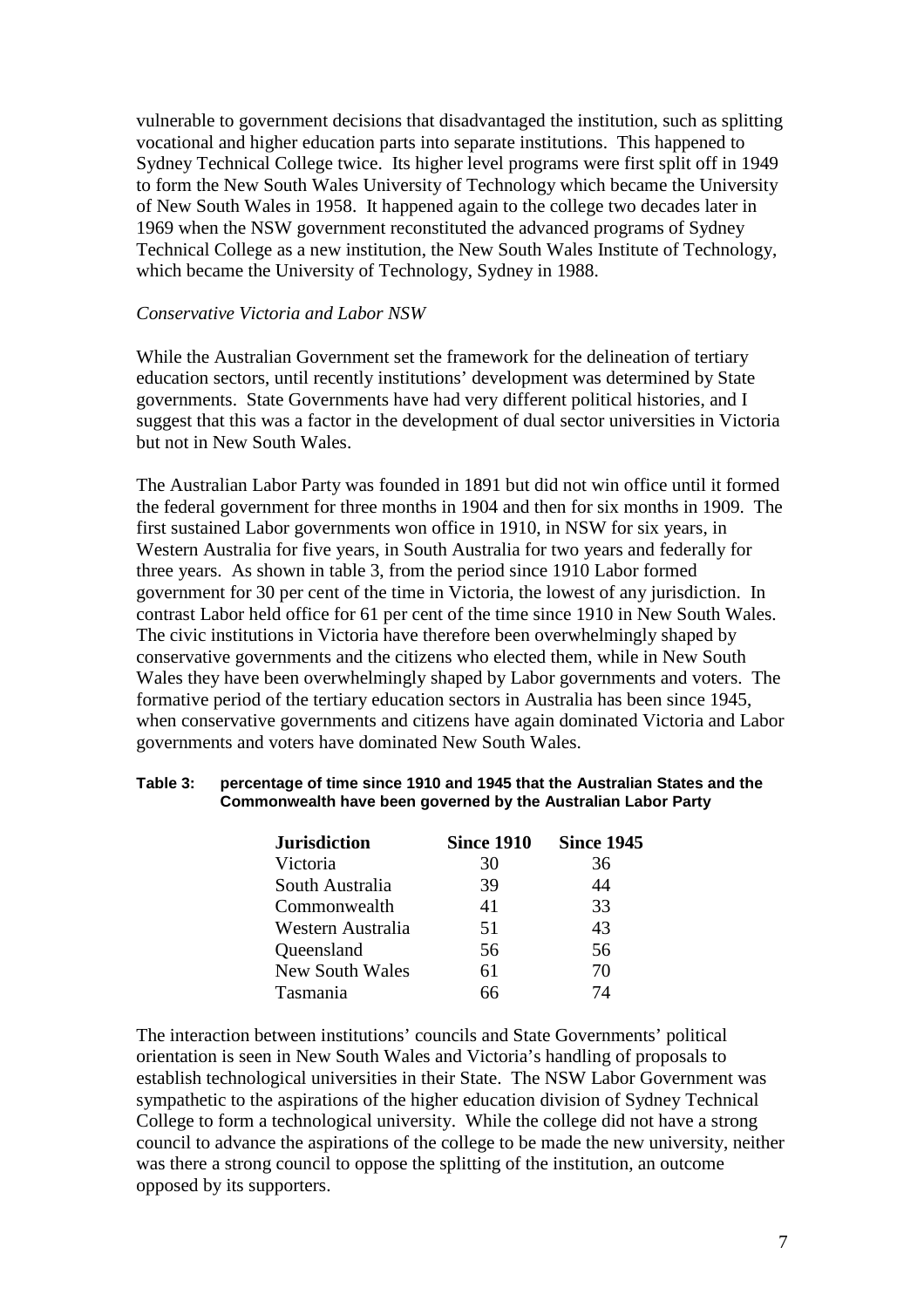vulnerable to government decisions that disadvantaged the institution, such as splitting vocational and higher education parts into separate institutions. This happened to Sydney Technical College twice. Its higher level programs were first split off in 1949 to form the New South Wales University of Technology which became the University of New South Wales in 1958. It happened again to the college two decades later in 1969 when the NSW government reconstituted the advanced programs of Sydney Technical College as a new institution, the New South Wales Institute of Technology, which became the University of Technology, Sydney in 1988.

*Conservative Victoria and Labor NSW*

While the Australian Government set the framework for the delineation of tertiary education sectors, until recently institutions' development was determined by State governments. State Governments have had very different political histories, and I suggest that this was a factor in the development of dual sector universities in Victoria but not in New South Wales.

The Australian Labor Party was founded in 1891 but did not win office until it formed the federal government for three months in 1904 and then for six months in 1909. The first sustained Labor governments won office in 1910, in NSW for six years, in Western Australia for five years, in South Australia for two years and federally for three years. As shown in table 3, from the period since 1910 Labor formed government for 30 per cent of the time in Victoria, the lowest of any jurisdiction. In contrast Labor held office for 61 per cent of the time since 1910 in New South Wales. The civic institutions in Victoria have therefore been overwhelmingly shaped by conservative governments and the citizens who elected them, while in New South Wales they have been overwhelmingly shaped by Labor governments and voters. The formative period of the tertiary education sectors in Australia has been since 1945, when conservative governments and citizens have again dominated Victoria and Labor governments and voters have dominated New South Wales.

**Table 3: percentage of time since 1910 and 1945 that the Australian States and the Commonwealth have been governed by the Australian Labor Party**

| Jurisdiction | Since 1910 | Since 1945 |
|---|---|---|
| Victoria | 30 | 36 |
| South Australia | 39 | 44 |
| Commonwealth | 41 | 33 |
| Western Australia | 51 | 43 |
| Queensland | 56 | 56 |
| New South Wales | 61 | 70 |
| Tasmania | 66 | 74 |

The interaction between institutions' councils and State Governments' political orientation is seen in New South Wales and Victoria's handling of proposals to establish technological universities in their State. The NSW Labor Government was sympathetic to the aspirations of the higher education division of Sydney Technical College to form a technological university. While the college did not have a strong council to advance the aspirations of the college to be made the new university, neither was there a strong council to oppose the splitting of the institution, an outcome opposed by its supporters.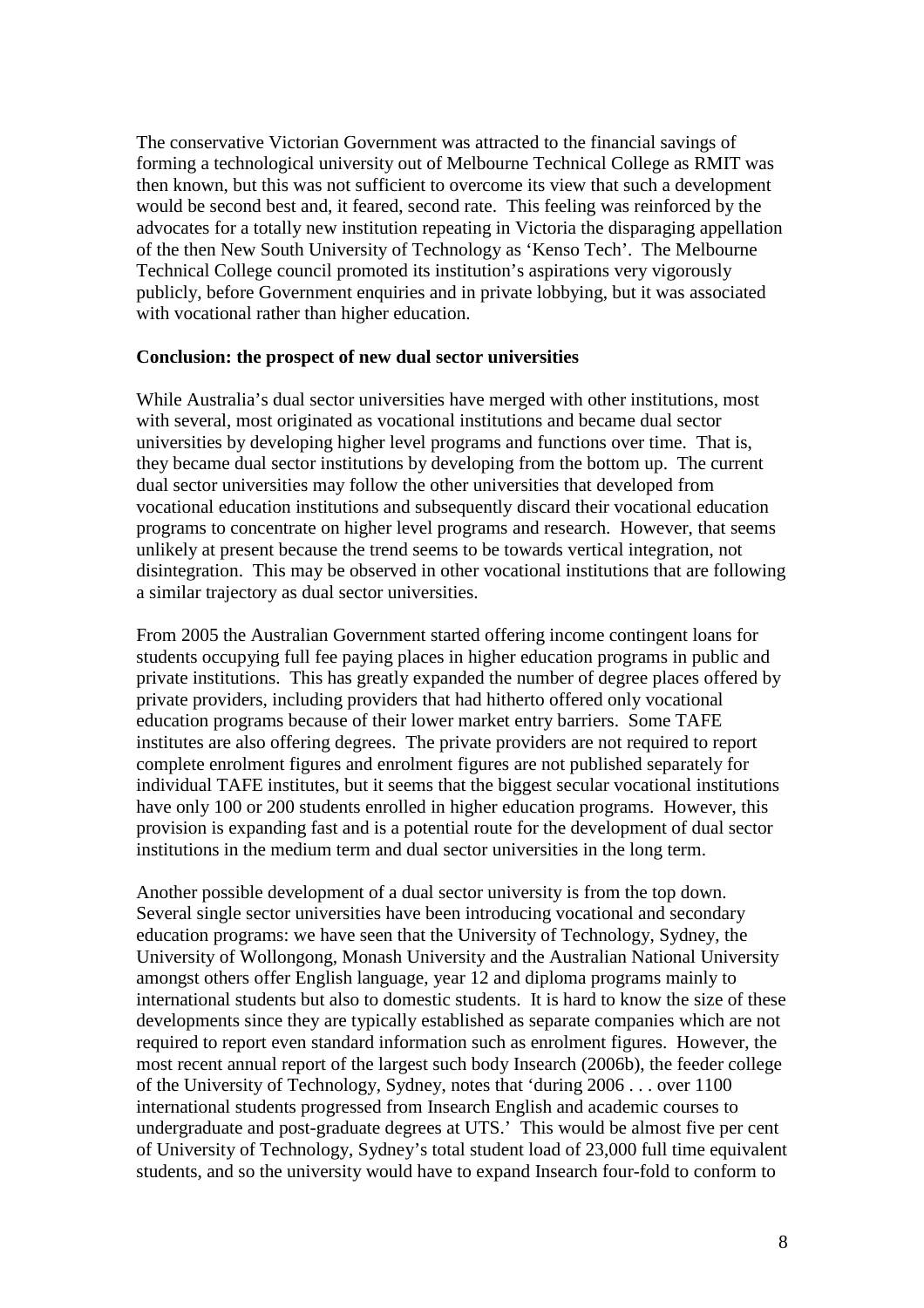The conservative Victorian Government was attracted to the financial savings of forming a technological university out of Melbourne Technical College as RMIT was then known, but this was not sufficient to overcome its view that such a development would be second best and, it feared, second rate. This feeling was reinforced by the advocates for a totally new institution repeating in Victoria the disparaging appellation of the then New South University of Technology as 'Kenso Tech'. The Melbourne Technical College council promoted its institution's aspirations very vigorously publicly, before Government enquiries and in private lobbying, but it was associated with vocational rather than higher education.

**Conclusion: the prospect of new dual sector universities**

While Australia's dual sector universities have merged with other institutions, most with several, most originated as vocational institutions and became dual sector universities by developing higher level programs and functions over time. That is, they became dual sector institutions by developing from the bottom up. The current dual sector universities may follow the other universities that developed from vocational education institutions and subsequently discard their vocational education programs to concentrate on higher level programs and research. However, that seems unlikely at present because the trend seems to be towards vertical integration, not disintegration. This may be observed in other vocational institutions that are following a similar trajectory as dual sector universities.

From 2005 the Australian Government started offering income contingent loans for students occupying full fee paying places in higher education programs in public and private institutions. This has greatly expanded the number of degree places offered by private providers, including providers that had hitherto offered only vocational education programs because of their lower market entry barriers. Some TAFE institutes are also offering degrees. The private providers are not required to report complete enrolment figures and enrolment figures are not published separately for individual TAFE institutes, but it seems that the biggest secular vocational institutions have only 100 or 200 students enrolled in higher education programs. However, this provision is expanding fast and is a potential route for the development of dual sector institutions in the medium term and dual sector universities in the long term.

Another possible development of a dual sector university is from the top down. Several single sector universities have been introducing vocational and secondary education programs: we have seen that the University of Technology, Sydney, the University of Wollongong, Monash University and the Australian National University amongst others offer English language, year 12 and diploma programs mainly to international students but also to domestic students. It is hard to know the size of these developments since they are typically established as separate companies which are not required to report even standard information such as enrolment figures. However, the most recent annual report of the largest such body Insearch (2006b), the feeder college of the University of Technology, Sydney, notes that 'during 2006 . . . over 1100 international students progressed from Insearch English and academic courses to undergraduate and post-graduate degrees at UTS.' This would be almost five per cent of University of Technology, Sydney's total student load of 23,000 full time equivalent students, and so the university would have to expand Insearch four-fold to conform to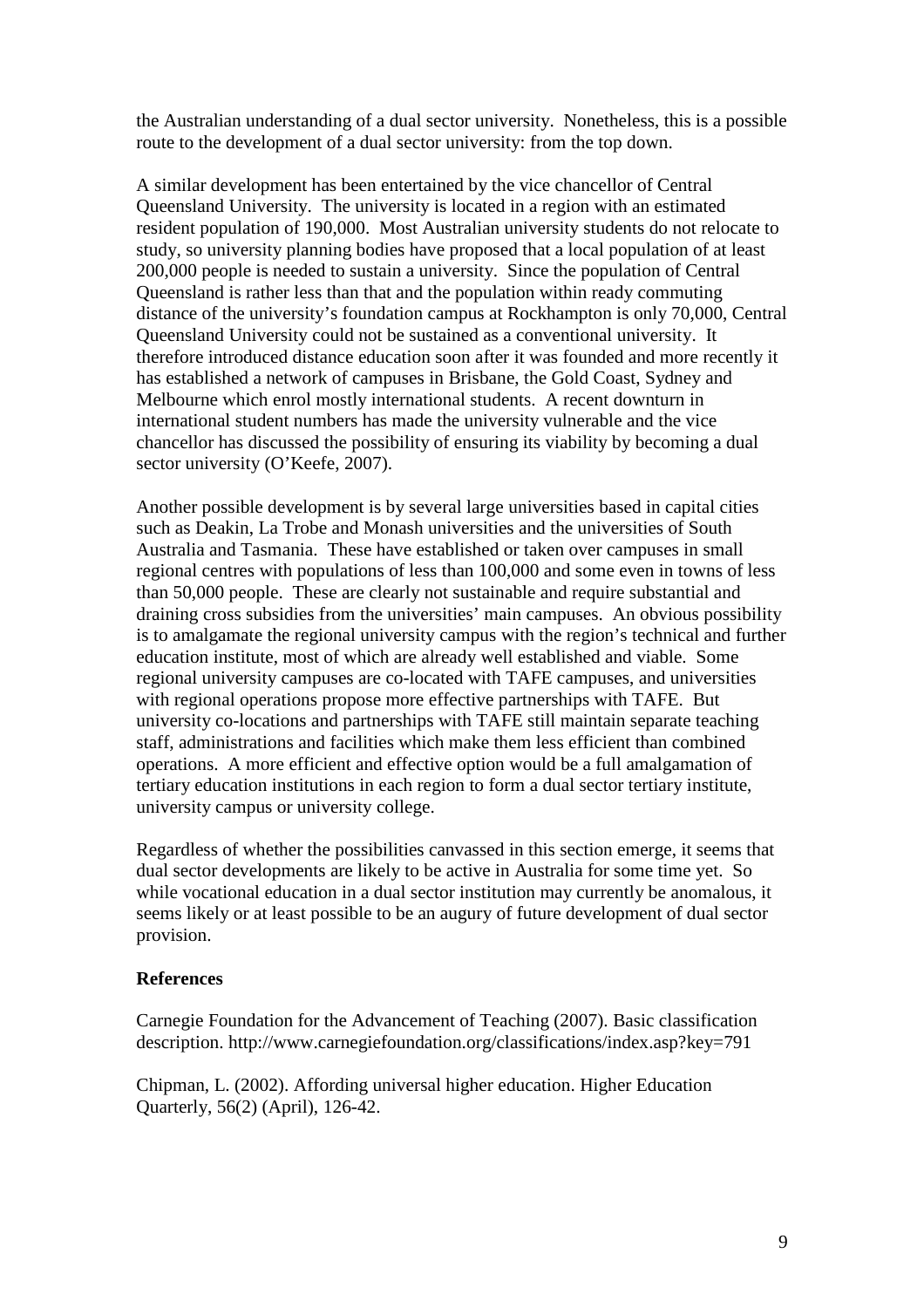the Australian understanding of a dual sector university. Nonetheless, this is a possible route to the development of a dual sector university: from the top down.

A similar development has been entertained by the vice chancellor of Central Queensland University. The university is located in a region with an estimated resident population of 190,000. Most Australian university students do not relocate to study, so university planning bodies have proposed that a local population of at least 200,000 people is needed to sustain a university. Since the population of Central Queensland is rather less than that and the population within ready commuting distance of the university's foundation campus at Rockhampton is only 70,000, Central Queensland University could not be sustained as a conventional university. It therefore introduced distance education soon after it was founded and more recently it has established a network of campuses in Brisbane, the Gold Coast, Sydney and Melbourne which enrol mostly international students. A recent downturn in international student numbers has made the university vulnerable and the vice chancellor has discussed the possibility of ensuring its viability by becoming a dual sector university (O'Keefe, 2007).

Another possible development is by several large universities based in capital cities such as Deakin, La Trobe and Monash universities and the universities of South Australia and Tasmania. These have established or taken over campuses in small regional centres with populations of less than 100,000 and some even in towns of less than 50,000 people. These are clearly not sustainable and require substantial and draining cross subsidies from the universities' main campuses. An obvious possibility is to amalgamate the regional university campus with the region's technical and further education institute, most of which are already well established and viable. Some regional university campuses are co-located with TAFE campuses, and universities with regional operations propose more effective partnerships with TAFE. But university co-locations and partnerships with TAFE still maintain separate teaching staff, administrations and facilities which make them less efficient than combined operations. A more efficient and effective option would be a full amalgamation of tertiary education institutions in each region to form a dual sector tertiary institute, university campus or university college.

Regardless of whether the possibilities canvassed in this section emerge, it seems that dual sector developments are likely to be active in Australia for some time yet. So while vocational education in a dual sector institution may currently be anomalous, it seems likely or at least possible to be an augury of future development of dual sector provision.

**References**

Carnegie Foundation for the Advancement of Teaching (2007). Basic classification description. http://www.carnegiefoundation.org/classifications/index.asp?key=791

Chipman, L. (2002). Affording universal higher education. Higher Education Quarterly, 56(2) (April), 126-42.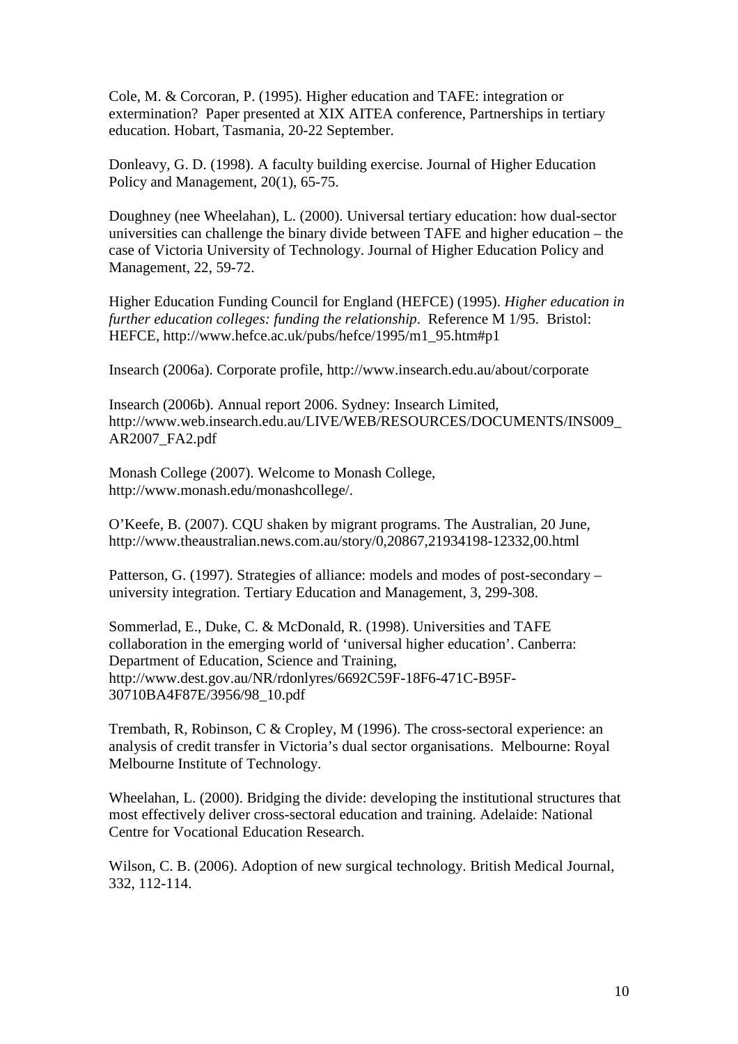Cole, M. & Corcoran, P. (1995). Higher education and TAFE: integration or extermination? Paper presented at XIX AITEA conference, Partnerships in tertiary education. Hobart, Tasmania, 20-22 September.

Donleavy, G. D. (1998). A faculty building exercise. Journal of Higher Education Policy and Management, 20(1), 65-75.

Doughney (nee Wheelahan), L. (2000). Universal tertiary education: how dual-sector universities can challenge the binary divide between TAFE and higher education – the case of Victoria University of Technology. Journal of Higher Education Policy and Management, 22, 59-72.

Higher Education Funding Council for England (HEFCE) (1995). *Higher education in further education colleges: funding the relationship*. Reference M 1/95. Bristol: HEFCE, http://www.hefce.ac.uk/pubs/hefce/1995/m1_95.htm#p1

Insearch (2006a). Corporate profile, http://www.insearch.edu.au/about/corporate

Insearch (2006b). Annual report 2006. Sydney: Insearch Limited, http://www.web.insearch.edu.au/LIVE/WEB/RESOURCES/DOCUMENTS/INS009_AR2007_FA2.pdf

Monash College (2007). Welcome to Monash College, http://www.monash.edu/monashcollege/.

O'Keefe, B. (2007). CQU shaken by migrant programs. The Australian, 20 June, http://www.theaustralian.news.com.au/story/0,20867,21934198-12332,00.html

Patterson, G. (1997). Strategies of alliance: models and modes of post-secondary – university integration. Tertiary Education and Management, 3, 299-308.

Sommerlad, E., Duke, C. & McDonald, R. (1998). Universities and TAFE collaboration in the emerging world of 'universal higher education'. Canberra: Department of Education, Science and Training, http://www.dest.gov.au/NR/rdonlyres/6692C59F-18F6-471C-B95F-30710BA4F87E/3956/98_10.pdf

Trembath, R, Robinson, C & Cropley, M (1996). The cross-sectoral experience: an analysis of credit transfer in Victoria's dual sector organisations. Melbourne: Royal Melbourne Institute of Technology.

Wheelahan, L. (2000). Bridging the divide: developing the institutional structures that most effectively deliver cross-sectoral education and training. Adelaide: National Centre for Vocational Education Research.

Wilson, C. B. (2006). Adoption of new surgical technology. British Medical Journal, 332, 112-114.